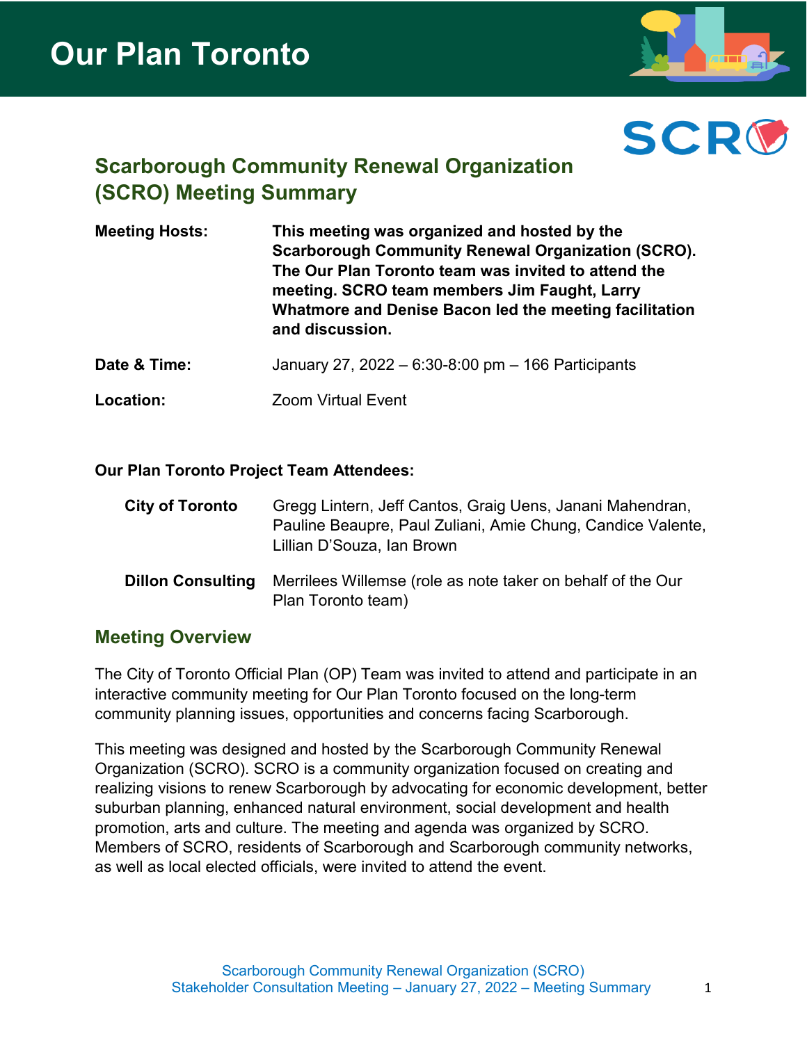# Our Plan Toronto

SCRO

## Scarborough Community Renewal Organization (SCRO) Meeting Summary

| | |
|---|---|
| **Meeting Hosts:** | **This meeting was organized and hosted by the Scarborough Community Renewal Organization (SCRO). The Our Plan Toronto team was invited to attend the meeting. SCRO team members Jim Faught, Larry Whatmore and Denise Bacon led the meeting facilitation and discussion.** |
| **Date & Time:** | January 27, 2022 – 6:30-8:00 pm – 166 Participants |
| **Location:** | Zoom Virtual Event |

**Our Plan Toronto Project Team Attendees:**

| | |
|---|---|
| **City of Toronto** | Gregg Lintern, Jeff Cantos, Graig Uens, Janani Mahendran, Pauline Beaupre, Paul Zuliani, Amie Chung, Candice Valente, Lillian D'Souza, Ian Brown |
| **Dillon Consulting** | Merrilees Willemse (role as note taker on behalf of the Our Plan Toronto team) |

## Meeting Overview

The City of Toronto Official Plan (OP) Team was invited to attend and participate in an interactive community meeting for Our Plan Toronto focused on the long-term community planning issues, opportunities and concerns facing Scarborough.

This meeting was designed and hosted by the Scarborough Community Renewal Organization (SCRO). SCRO is a community organization focused on creating and realizing visions to renew Scarborough by advocating for economic development, better suburban planning, enhanced natural environment, social development and health promotion, arts and culture. The meeting and agenda was organized by SCRO. Members of SCRO, residents of Scarborough and Scarborough community networks, as well as local elected officials, were invited to attend the event.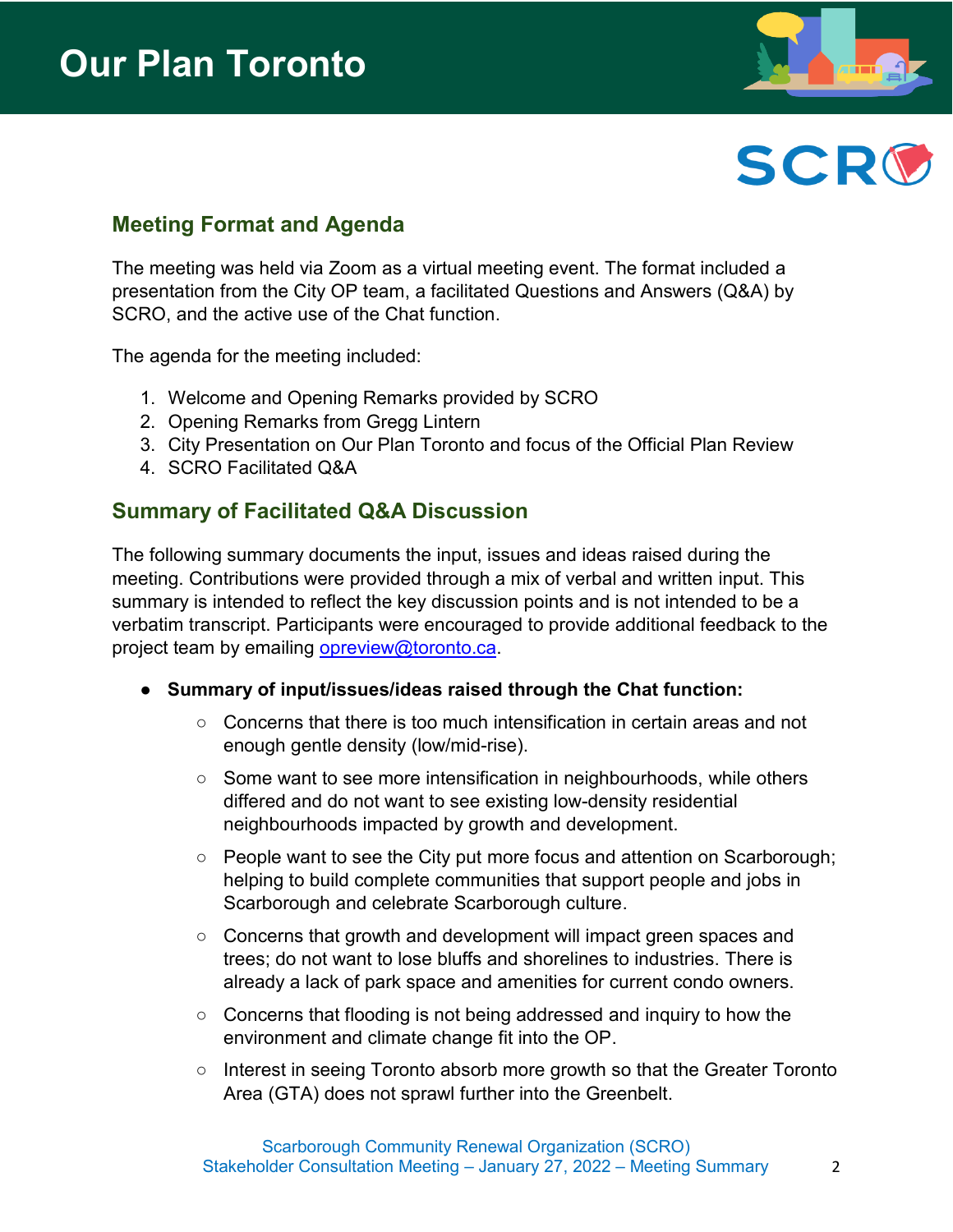## Meeting Format and Agenda

The meeting was held via Zoom as a virtual meeting event. The format included a presentation from the City OP team, a facilitated Questions and Answers (Q&A) by SCRO, and the active use of the Chat function.

The agenda for the meeting included:

1. Welcome and Opening Remarks provided by SCRO
2. Opening Remarks from Gregg Lintern
3. City Presentation on Our Plan Toronto and focus of the Official Plan Review
4. SCRO Facilitated Q&A

## Summary of Facilitated Q&A Discussion

The following summary documents the input, issues and ideas raised during the meeting. Contributions were provided through a mix of verbal and written input. This summary is intended to reflect the key discussion points and is not intended to be a verbatim transcript. Participants were encouraged to provide additional feedback to the project team by emailing opreview@toronto.ca.

- **Summary of input/issues/ideas raised through the Chat function:**
  - Concerns that there is too much intensification in certain areas and not enough gentle density (low/mid-rise).
  - Some want to see more intensification in neighbourhoods, while others differed and do not want to see existing low-density residential neighbourhoods impacted by growth and development.
  - People want to see the City put more focus and attention on Scarborough; helping to build complete communities that support people and jobs in Scarborough and celebrate Scarborough culture.
  - Concerns that growth and development will impact green spaces and trees; do not want to lose bluffs and shorelines to industries. There is already a lack of park space and amenities for current condo owners.
  - Concerns that flooding is not being addressed and inquiry to how the environment and climate change fit into the OP.
  - Interest in seeing Toronto absorb more growth so that the Greater Toronto Area (GTA) does not sprawl further into the Greenbelt.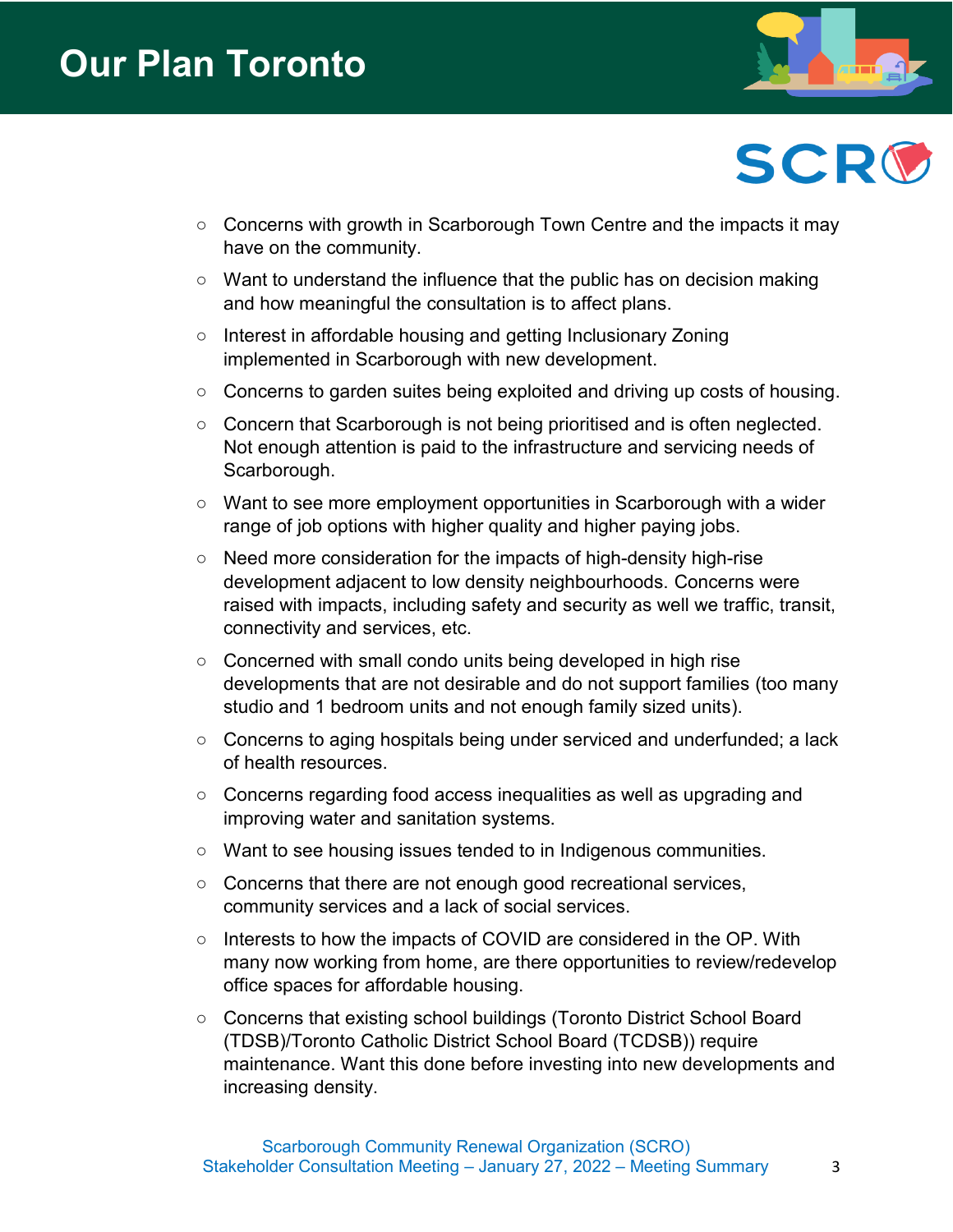- Concerns with growth in Scarborough Town Centre and the impacts it may have on the community.
- Want to understand the influence that the public has on decision making and how meaningful the consultation is to affect plans.
- Interest in affordable housing and getting Inclusionary Zoning implemented in Scarborough with new development.
- Concerns to garden suites being exploited and driving up costs of housing.
- Concern that Scarborough is not being prioritised and is often neglected. Not enough attention is paid to the infrastructure and servicing needs of Scarborough.
- Want to see more employment opportunities in Scarborough with a wider range of job options with higher quality and higher paying jobs.
- Need more consideration for the impacts of high-density high-rise development adjacent to low density neighbourhoods. Concerns were raised with impacts, including safety and security as well we traffic, transit, connectivity and services, etc.
- Concerned with small condo units being developed in high rise developments that are not desirable and do not support families (too many studio and 1 bedroom units and not enough family sized units).
- Concerns to aging hospitals being under serviced and underfunded; a lack of health resources.
- Concerns regarding food access inequalities as well as upgrading and improving water and sanitation systems.
- Want to see housing issues tended to in Indigenous communities.
- Concerns that there are not enough good recreational services, community services and a lack of social services.
- Interests to how the impacts of COVID are considered in the OP. With many now working from home, are there opportunities to review/redevelop office spaces for affordable housing.
- Concerns that existing school buildings (Toronto District School Board (TDSB)/Toronto Catholic District School Board (TCDSB)) require maintenance. Want this done before investing into new developments and increasing density.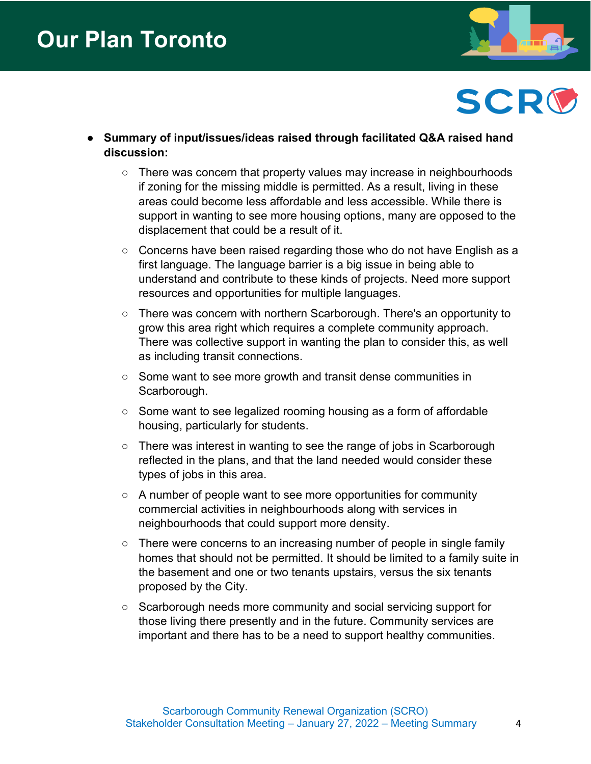- **Summary of input/issues/ideas raised through facilitated Q&A raised hand discussion:**
    - There was concern that property values may increase in neighbourhoods if zoning for the missing middle is permitted. As a result, living in these areas could become less affordable and less accessible. While there is support in wanting to see more housing options, many are opposed to the displacement that could be a result of it.
    - Concerns have been raised regarding those who do not have English as a first language. The language barrier is a big issue in being able to understand and contribute to these kinds of projects. Need more support resources and opportunities for multiple languages.
    - There was concern with northern Scarborough. There's an opportunity to grow this area right which requires a complete community approach. There was collective support in wanting the plan to consider this, as well as including transit connections.
    - Some want to see more growth and transit dense communities in Scarborough.
    - Some want to see legalized rooming housing as a form of affordable housing, particularly for students.
    - There was interest in wanting to see the range of jobs in Scarborough reflected in the plans, and that the land needed would consider these types of jobs in this area.
    - A number of people want to see more opportunities for community commercial activities in neighbourhoods along with services in neighbourhoods that could support more density.
    - There were concerns to an increasing number of people in single family homes that should not be permitted. It should be limited to a family suite in the basement and one or two tenants upstairs, versus the six tenants proposed by the City.
    - Scarborough needs more community and social servicing support for those living there presently and in the future. Community services are important and there has to be a need to support healthy communities.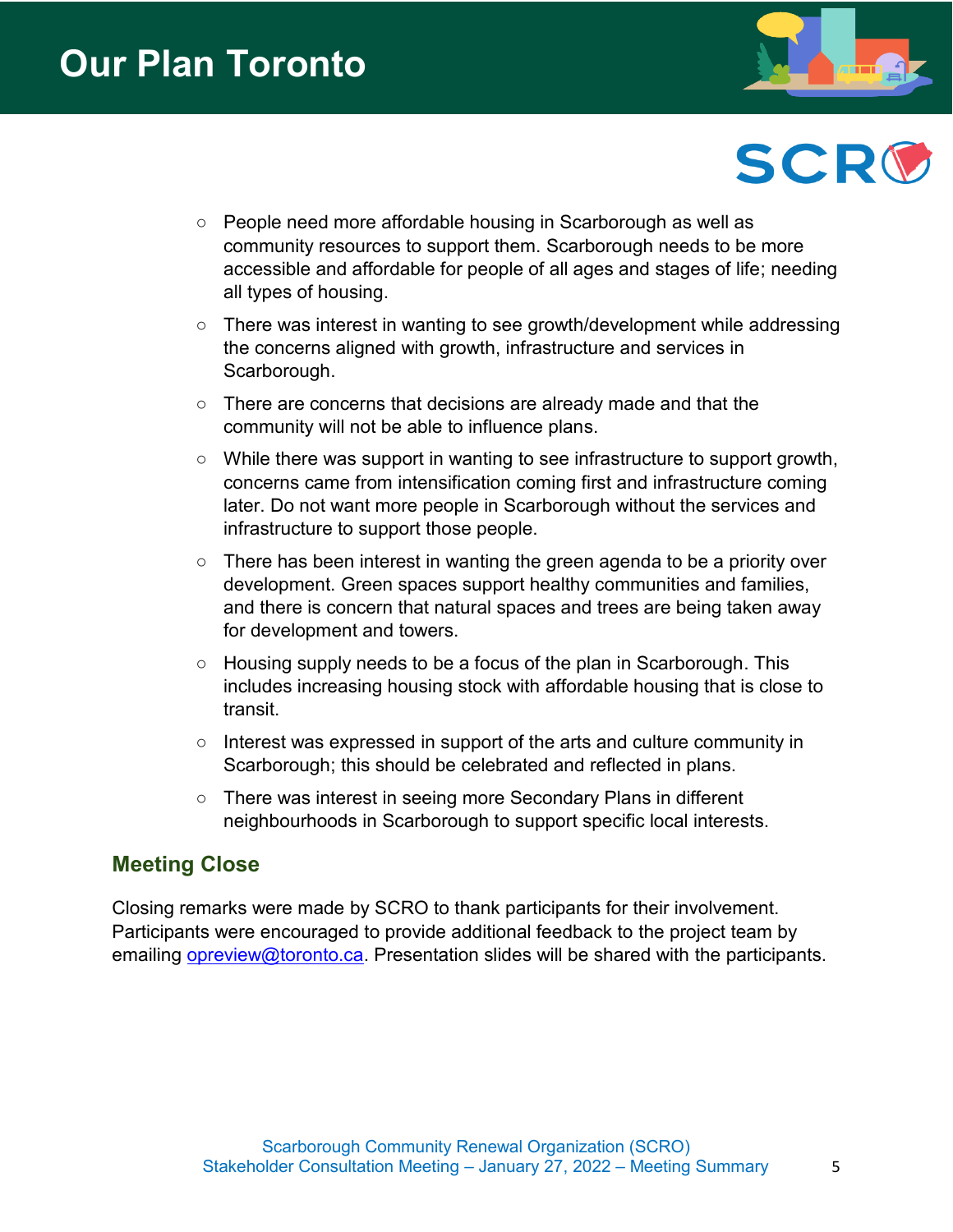- People need more affordable housing in Scarborough as well as community resources to support them. Scarborough needs to be more accessible and affordable for people of all ages and stages of life; needing all types of housing.
- There was interest in wanting to see growth/development while addressing the concerns aligned with growth, infrastructure and services in Scarborough.
- There are concerns that decisions are already made and that the community will not be able to influence plans.
- While there was support in wanting to see infrastructure to support growth, concerns came from intensification coming first and infrastructure coming later. Do not want more people in Scarborough without the services and infrastructure to support those people.
- There has been interest in wanting the green agenda to be a priority over development. Green spaces support healthy communities and families, and there is concern that natural spaces and trees are being taken away for development and towers.
- Housing supply needs to be a focus of the plan in Scarborough. This includes increasing housing stock with affordable housing that is close to transit.
- Interest was expressed in support of the arts and culture community in Scarborough; this should be celebrated and reflected in plans.
- There was interest in seeing more Secondary Plans in different neighbourhoods in Scarborough to support specific local interests.

## Meeting Close

Closing remarks were made by SCRO to thank participants for their involvement. Participants were encouraged to provide additional feedback to the project team by emailing opreview@toronto.ca. Presentation slides will be shared with the participants.